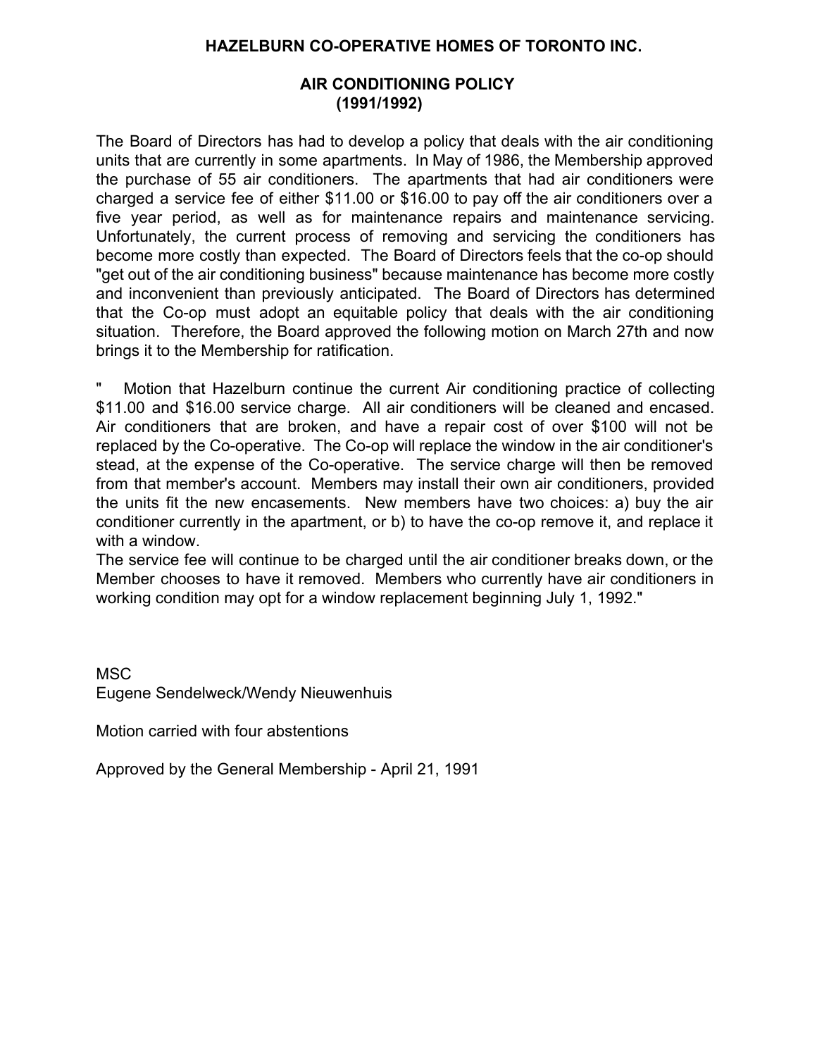# HAZELBURN CO-OPERATIVE HOMES OF TORONTO INC.

## AIR CONDITIONING POLICY (1991/1992)

The Board of Directors has had to develop a policy that deals with the air conditioning units that are currently in some apartments. In May of 1986, the Membership approved the purchase of 55 air conditioners. The apartments that had air conditioners were charged a service fee of either $11.00 or $16.00 to pay off the air conditioners over a five year period, as well as for maintenance repairs and maintenance servicing. Unfortunately, the current process of removing and servicing the conditioners has become more costly than expected. The Board of Directors feels that the co-op should "get out of the air conditioning business" because maintenance has become more costly and inconvenient than previously anticipated. The Board of Directors has determined that the Co-op must adopt an equitable policy that deals with the air conditioning situation. Therefore, the Board approved the following motion on March 27th and now brings it to the Membership for ratification.

" Motion that Hazelburn continue the current Air conditioning practice of collecting $11.00 and $16.00 service charge. All air conditioners will be cleaned and encased. Air conditioners that are broken, and have a repair cost of over $100 will not be replaced by the Co-operative. The Co-op will replace the window in the air conditioner's stead, at the expense of the Co-operative. The service charge will then be removed from that member's account. Members may install their own air conditioners, provided the units fit the new encasements. New members have two choices: a) buy the air conditioner currently in the apartment, or b) to have the co-op remove it, and replace it with a window.
The service fee will continue to be charged until the air conditioner breaks down, or the Member chooses to have it removed. Members who currently have air conditioners in working condition may opt for a window replacement beginning July 1, 1992."

MSC
Eugene Sendelweck/Wendy Nieuwenhuis

Motion carried with four abstentions

Approved by the General Membership - April 21, 1991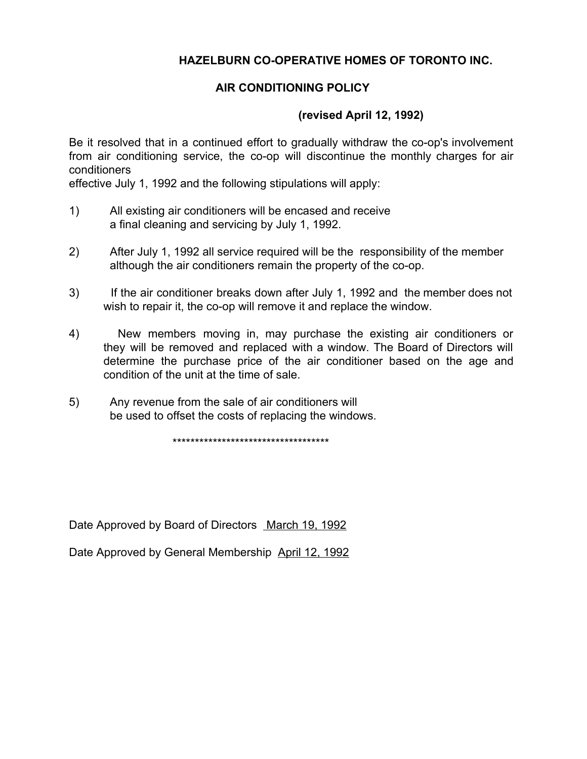# HAZELBURN CO-OPERATIVE HOMES OF TORONTO INC.

## AIR CONDITIONING POLICY

**(revised April 12, 1992)**

Be it resolved that in a continued effort to gradually withdraw the co-op's involvement from air conditioning service, the co-op will discontinue the monthly charges for air conditioners
effective July 1, 1992 and the following stipulations will apply:

1) All existing air conditioners will be encased and receive a final cleaning and servicing by July 1, 1992.

2) After July 1, 1992 all service required will be the responsibility of the member although the air conditioners remain the property of the co-op.

3) If the air conditioner breaks down after July 1, 1992 and the member does not wish to repair it, the co-op will remove it and replace the window.

4) New members moving in, may purchase the existing air conditioners or they will be removed and replaced with a window. The Board of Directors will determine the purchase price of the air conditioner based on the age and condition of the unit at the time of sale.

5) Any revenue from the sale of air conditioners will be used to offset the costs of replacing the windows.

************************************

Date Approved by Board of Directors March 19, 1992

Date Approved by General Membership April 12, 1992